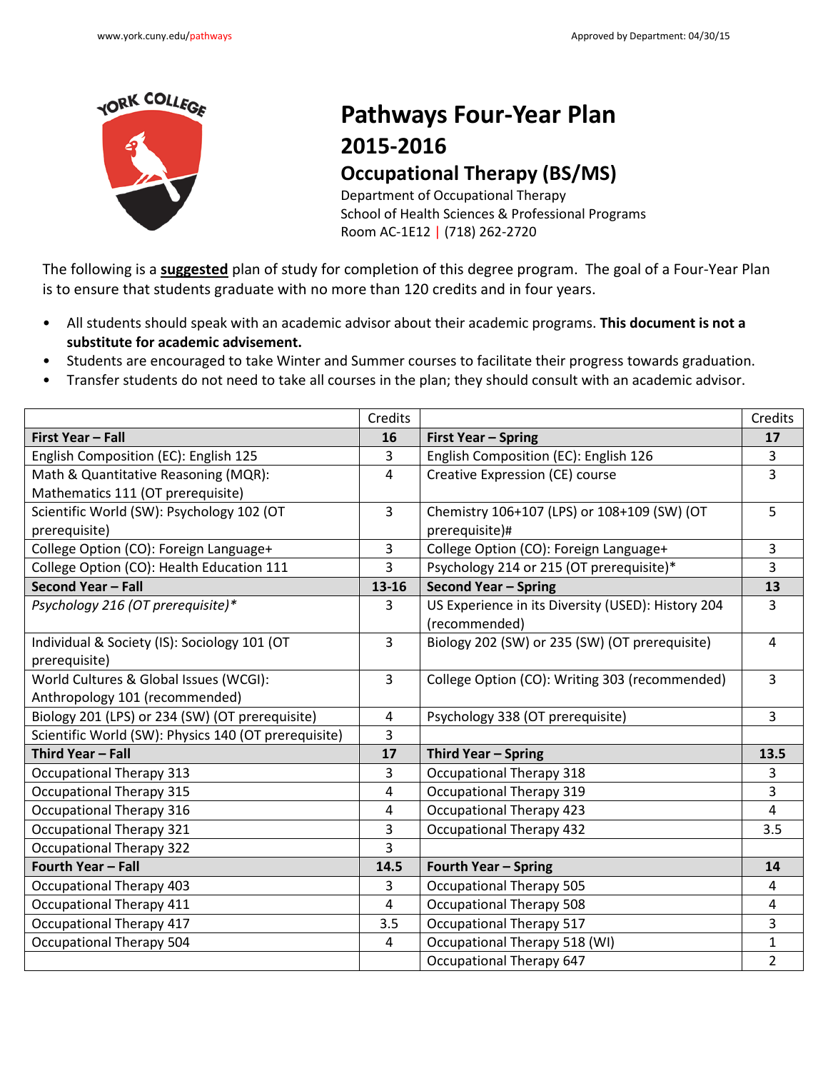www.york.cuny.edu/pathways Approved by Department: 04/30/15

# Pathways Four-Year Plan
# 2015-2016
## Occupational Therapy (BS/MS)

Department of Occupational Therapy
School of Health Sciences & Professional Programs
Room AC-1E12 | (718) 262-2720

The following is a **suggested** plan of study for completion of this degree program. The goal of a Four-Year Plan is to ensure that students graduate with no more than 120 credits and in four years.

- All students should speak with an academic advisor about their academic programs. **This document is not a substitute for academic advisement.**
- Students are encouraged to take Winter and Summer courses to facilitate their progress towards graduation.
- Transfer students do not need to take all courses in the plan; they should consult with an academic advisor.

| | Credits | | Credits |
|---|---|---|---|
| **First Year – Fall** | **16** | **First Year – Spring** | **17** |
| English Composition (EC): English 125 | 3 | English Composition (EC): English 126 | 3 |
| Math & Quantitative Reasoning (MQR): Mathematics 111 (OT prerequisite) | 4 | Creative Expression (CE) course | 3 |
| Scientific World (SW): Psychology 102 (OT prerequisite) | 3 | Chemistry 106+107 (LPS) or 108+109 (SW) (OT prerequisite)# | 5 |
| College Option (CO): Foreign Language+ | 3 | College Option (CO): Foreign Language+ | 3 |
| College Option (CO): Health Education 111 | 3 | Psychology 214 or 215 (OT prerequisite)* | 3 |
| **Second Year – Fall** | **13-16** | **Second Year – Spring** | **13** |
| *Psychology 216 (OT prerequisite)** | 3 | US Experience in its Diversity (USED): History 204 (recommended) | 3 |
| Individual & Society (IS): Sociology 101 (OT prerequisite) | 3 | Biology 202 (SW) or 235 (SW) (OT prerequisite) | 4 |
| World Cultures & Global Issues (WCGI): Anthropology 101 (recommended) | 3 | College Option (CO): Writing 303 (recommended) | 3 |
| Biology 201 (LPS) or 234 (SW) (OT prerequisite) | 4 | Psychology 338 (OT prerequisite) | 3 |
| Scientific World (SW): Physics 140 (OT prerequisite) | 3 | | |
| **Third Year – Fall** | **17** | **Third Year – Spring** | **13.5** |
| Occupational Therapy 313 | 3 | Occupational Therapy 318 | 3 |
| Occupational Therapy 315 | 4 | Occupational Therapy 319 | 3 |
| Occupational Therapy 316 | 4 | Occupational Therapy 423 | 4 |
| Occupational Therapy 321 | 3 | Occupational Therapy 432 | 3.5 |
| Occupational Therapy 322 | 3 | | |
| **Fourth Year – Fall** | **14.5** | **Fourth Year – Spring** | **14** |
| Occupational Therapy 403 | 3 | Occupational Therapy 505 | 4 |
| Occupational Therapy 411 | 4 | Occupational Therapy 508 | 4 |
| Occupational Therapy 417 | 3.5 | Occupational Therapy 517 | 3 |
| Occupational Therapy 504 | 4 | Occupational Therapy 518 (WI) | 1 |
| | | Occupational Therapy 647 | 2 |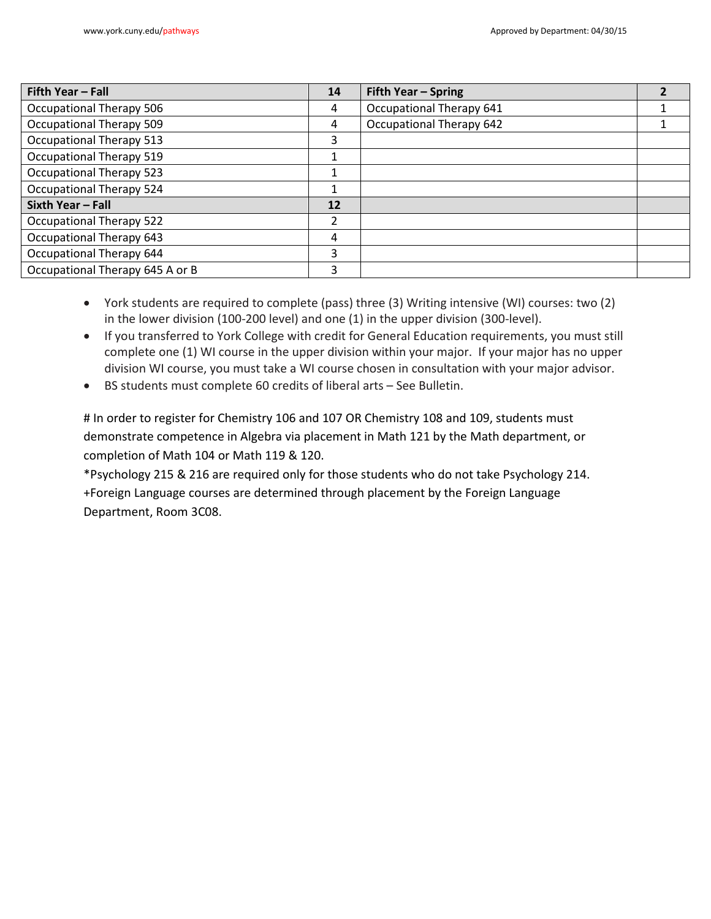| Fifth Year – Fall | 14 | Fifth Year – Spring | 2 |
|---|---|---|---|
| Occupational Therapy 506 | 4 | Occupational Therapy 641 | 1 |
| Occupational Therapy 509 | 4 | Occupational Therapy 642 | 1 |
| Occupational Therapy 513 | 3 | | |
| Occupational Therapy 519 | 1 | | |
| Occupational Therapy 523 | 1 | | |
| Occupational Therapy 524 | 1 | | |
| **Sixth Year – Fall** | **12** | | |
| Occupational Therapy 522 | 2 | | |
| Occupational Therapy 643 | 4 | | |
| Occupational Therapy 644 | 3 | | |
| Occupational Therapy 645 A or B | 3 | | |

- York students are required to complete (pass) three (3) Writing intensive (WI) courses: two (2) in the lower division (100-200 level) and one (1) in the upper division (300-level).
- If you transferred to York College with credit for General Education requirements, you must still complete one (1) WI course in the upper division within your major. If your major has no upper division WI course, you must take a WI course chosen in consultation with your major advisor.
- BS students must complete 60 credits of liberal arts – See Bulletin.

# In order to register for Chemistry 106 and 107 OR Chemistry 108 and 109, students must demonstrate competence in Algebra via placement in Math 121 by the Math department, or completion of Math 104 or Math 119 & 120.

*Psychology 215 & 216 are required only for those students who do not take Psychology 214.

+Foreign Language courses are determined through placement by the Foreign Language Department, Room 3C08.